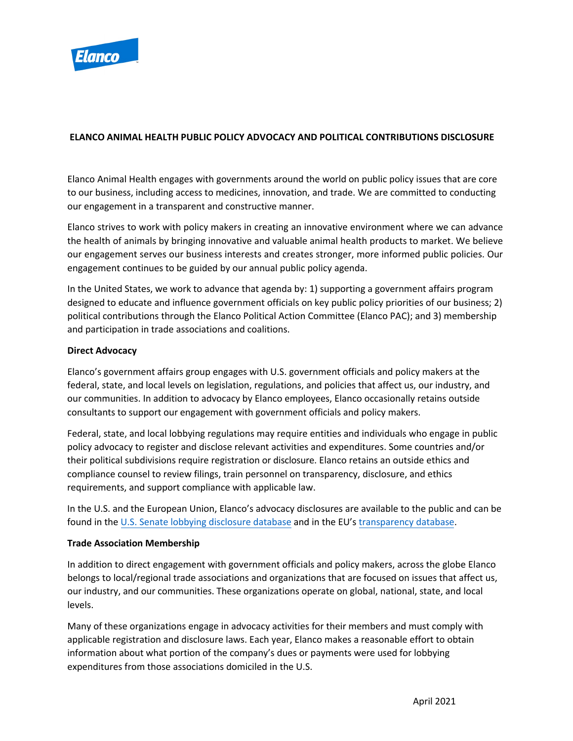# ELANCO ANIMAL HEALTH PUBLIC POLICY ADVOCACY AND POLITICAL CONTRIBUTIONS DISCLOSURE

Elanco Animal Health engages with governments around the world on public policy issues that are core to our business, including access to medicines, innovation, and trade. We are committed to conducting our engagement in a transparent and constructive manner.

Elanco strives to work with policy makers in creating an innovative environment where we can advance the health of animals by bringing innovative and valuable animal health products to market. We believe our engagement serves our business interests and creates stronger, more informed public policies. Our engagement continues to be guided by our annual public policy agenda.

In the United States, we work to advance that agenda by: 1) supporting a government affairs program designed to educate and influence government officials on key public policy priorities of our business; 2) political contributions through the Elanco Political Action Committee (Elanco PAC); and 3) membership and participation in trade associations and coalitions.

**Direct Advocacy**

Elanco's government affairs group engages with U.S. government officials and policy makers at the federal, state, and local levels on legislation, regulations, and policies that affect us, our industry, and our communities. In addition to advocacy by Elanco employees, Elanco occasionally retains outside consultants to support our engagement with government officials and policy makers.

Federal, state, and local lobbying regulations may require entities and individuals who engage in public policy advocacy to register and disclose relevant activities and expenditures. Some countries and/or their political subdivisions require registration or disclosure. Elanco retains an outside ethics and compliance counsel to review filings, train personnel on transparency, disclosure, and ethics requirements, and support compliance with applicable law.

In the U.S. and the European Union, Elanco's advocacy disclosures are available to the public and can be found in the U.S. Senate lobbying disclosure database and in the EU's transparency database.

**Trade Association Membership**

In addition to direct engagement with government officials and policy makers, across the globe Elanco belongs to local/regional trade associations and organizations that are focused on issues that affect us, our industry, and our communities. These organizations operate on global, national, state, and local levels.

Many of these organizations engage in advocacy activities for their members and must comply with applicable registration and disclosure laws. Each year, Elanco makes a reasonable effort to obtain information about what portion of the company's dues or payments were used for lobbying expenditures from those associations domiciled in the U.S.

April 2021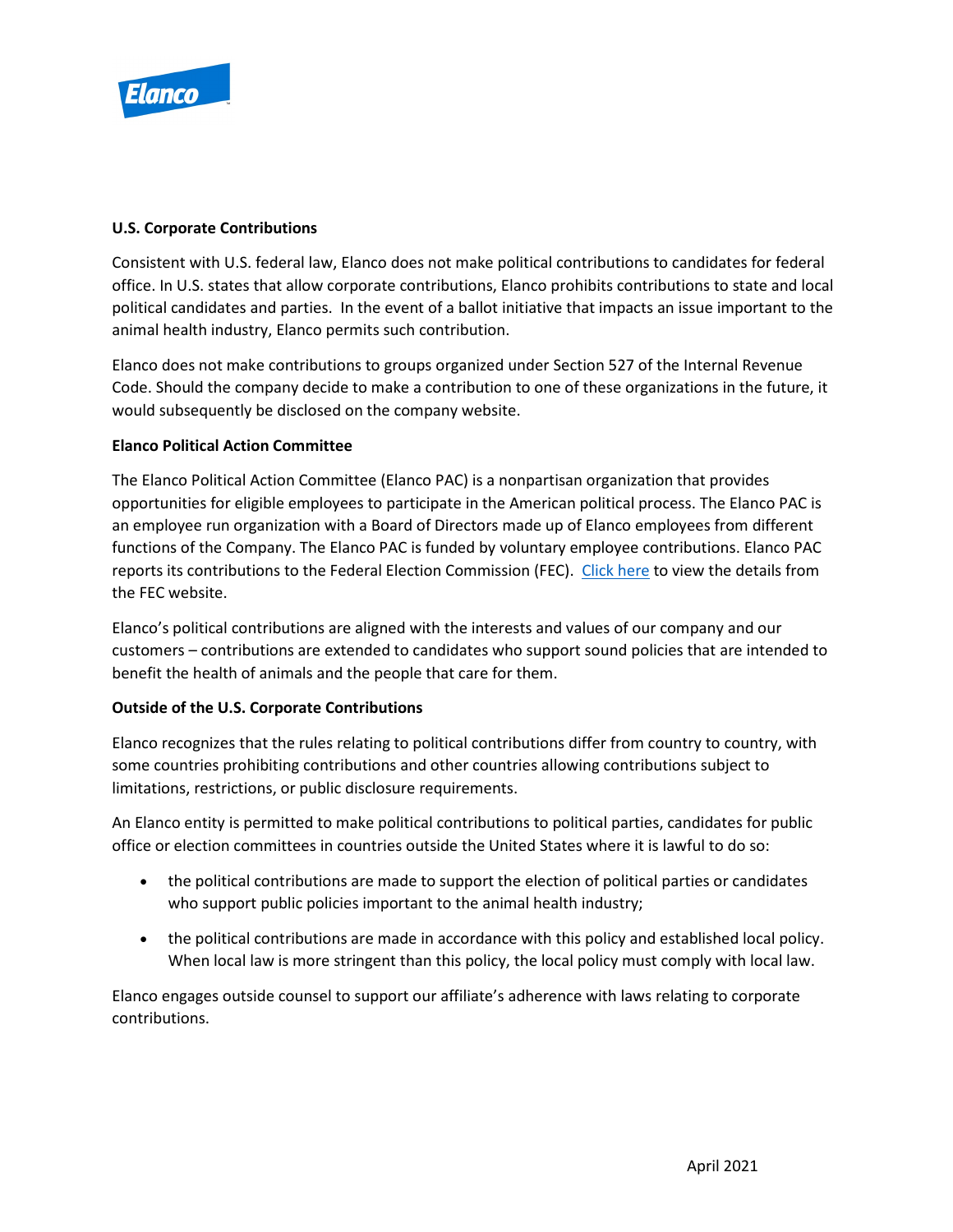**U.S. Corporate Contributions**

Consistent with U.S. federal law, Elanco does not make political contributions to candidates for federal office. In U.S. states that allow corporate contributions, Elanco prohibits contributions to state and local political candidates and parties. In the event of a ballot initiative that impacts an issue important to the animal health industry, Elanco permits such contribution.

Elanco does not make contributions to groups organized under Section 527 of the Internal Revenue Code. Should the company decide to make a contribution to one of these organizations in the future, it would subsequently be disclosed on the company website.

**Elanco Political Action Committee**

The Elanco Political Action Committee (Elanco PAC) is a nonpartisan organization that provides opportunities for eligible employees to participate in the American political process. The Elanco PAC is an employee run organization with a Board of Directors made up of Elanco employees from different functions of the Company. The Elanco PAC is funded by voluntary employee contributions. Elanco PAC reports its contributions to the Federal Election Commission (FEC). Click here to view the details from the FEC website.

Elanco's political contributions are aligned with the interests and values of our company and our customers – contributions are extended to candidates who support sound policies that are intended to benefit the health of animals and the people that care for them.

**Outside of the U.S. Corporate Contributions**

Elanco recognizes that the rules relating to political contributions differ from country to country, with some countries prohibiting contributions and other countries allowing contributions subject to limitations, restrictions, or public disclosure requirements.

An Elanco entity is permitted to make political contributions to political parties, candidates for public office or election committees in countries outside the United States where it is lawful to do so:

- the political contributions are made to support the election of political parties or candidates who support public policies important to the animal health industry;
- the political contributions are made in accordance with this policy and established local policy. When local law is more stringent than this policy, the local policy must comply with local law.

Elanco engages outside counsel to support our affiliate's adherence with laws relating to corporate contributions.

April 2021